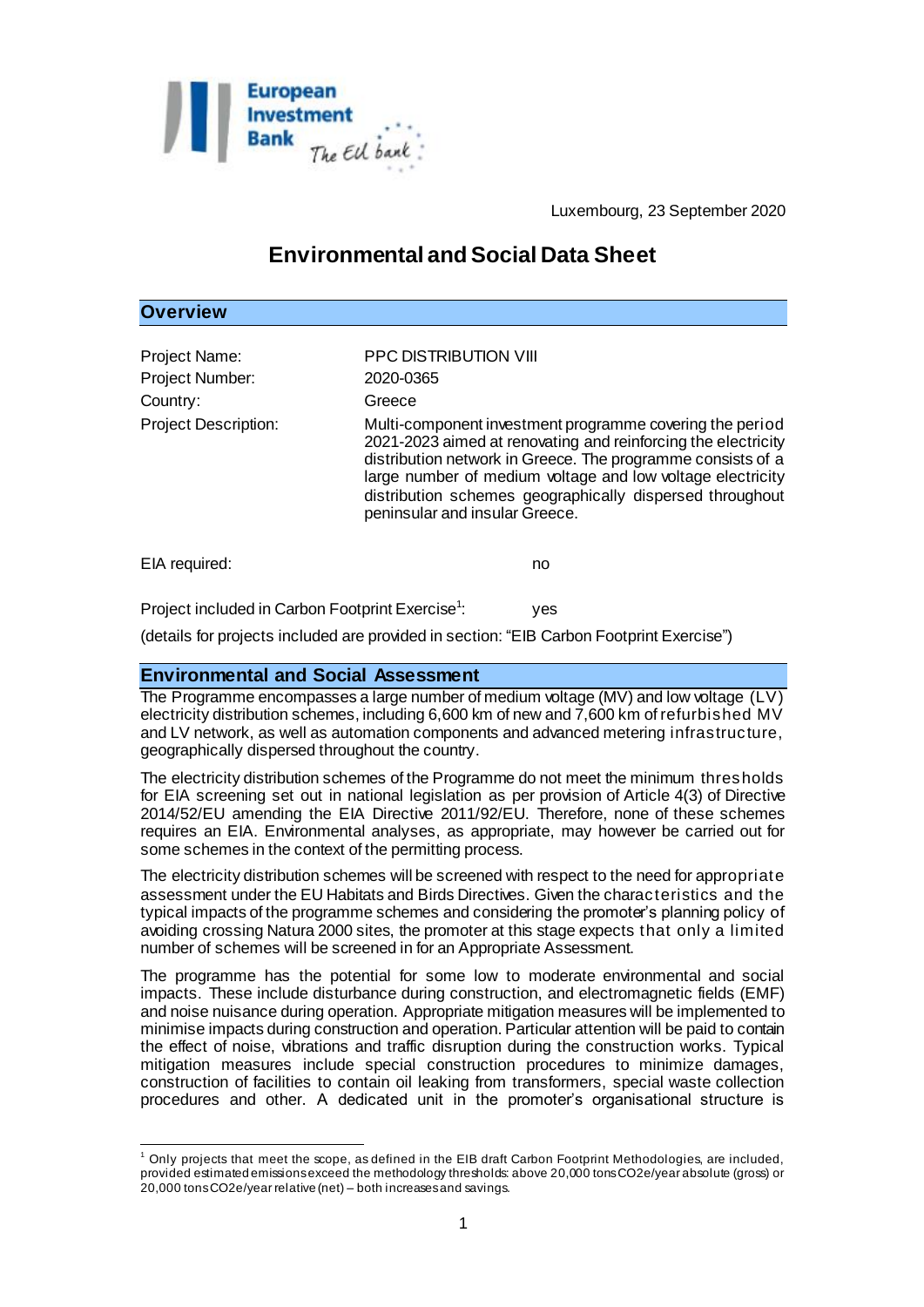Luxembourg, 23 September 2020

# Environmental and Social Data Sheet

## Overview

| | |
|---|---|
| Project Name: | PPC DISTRIBUTION VIII |
| Project Number: | 2020-0365 |
| Country: | Greece |
| Project Description: | Multi-component investment programme covering the period 2021-2023 aimed at renovating and reinforcing the electricity distribution network in Greece. The programme consists of a large number of medium voltage and low voltage electricity distribution schemes geographically dispersed throughout peninsular and insular Greece. |

EIA required: no

Project included in Carbon Footprint Exercise[1]: yes

(details for projects included are provided in section: "EIB Carbon Footprint Exercise")

## Environmental and Social Assessment

The Programme encompasses a large number of medium voltage (MV) and low voltage (LV) electricity distribution schemes, including 6,600 km of new and 7,600 km of refurbished MV and LV network, as well as automation components and advanced metering infrastructure, geographically dispersed throughout the country.

The electricity distribution schemes of the Programme do not meet the minimum thresholds for EIA screening set out in national legislation as per provision of Article 4(3) of Directive 2014/52/EU amending the EIA Directive 2011/92/EU. Therefore, none of these schemes requires an EIA. Environmental analyses, as appropriate, may however be carried out for some schemes in the context of the permitting process.

The electricity distribution schemes will be screened with respect to the need for appropriate assessment under the EU Habitats and Birds Directives. Given the characteristics and the typical impacts of the programme schemes and considering the promoter's planning policy of avoiding crossing Natura 2000 sites, the promoter at this stage expects that only a limited number of schemes will be screened in for an Appropriate Assessment.

The programme has the potential for some low to moderate environmental and social impacts. These include disturbance during construction, and electromagnetic fields (EMF) and noise nuisance during operation. Appropriate mitigation measures will be implemented to minimise impacts during construction and operation. Particular attention will be paid to contain the effect of noise, vibrations and traffic disruption during the construction works. Typical mitigation measures include special construction procedures to minimize damages, construction of facilities to contain oil leaking from transformers, special waste collection procedures and other. A dedicated unit in the promoter's organisational structure is

[1] Only projects that meet the scope, as defined in the EIB draft Carbon Footprint Methodologies, are included, provided estimated emissions exceed the methodology thresholds: above 20,000 tons $CO_2e$/year absolute (gross) or 20,000 tons $CO_2e$/year relative (net) – both increases and savings.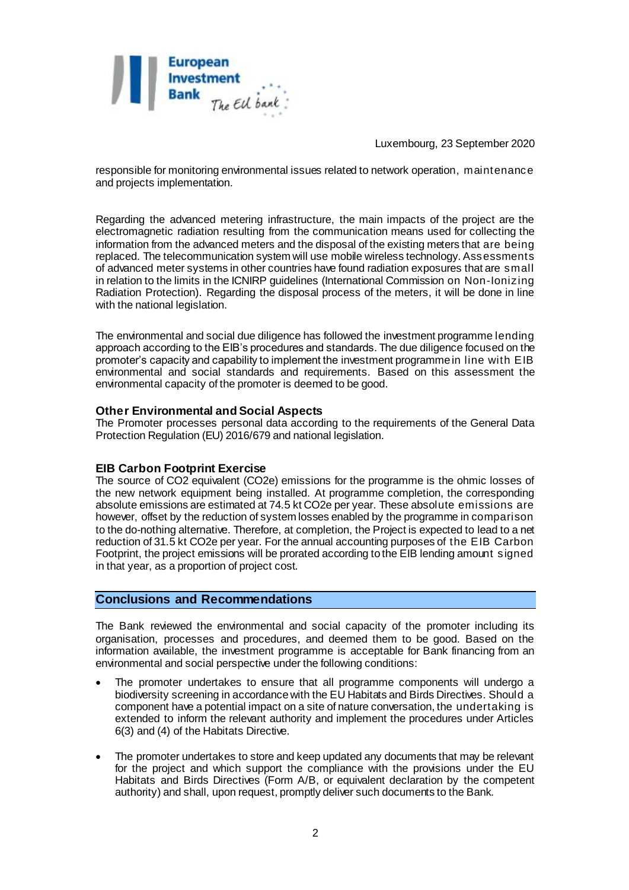Luxembourg, 23 September 2020

responsible for monitoring environmental issues related to network operation, maintenance and projects implementation.

Regarding the advanced metering infrastructure, the main impacts of the project are the electromagnetic radiation resulting from the communication means used for collecting the information from the advanced meters and the disposal of the existing meters that are being replaced. The telecommunication system will use mobile wireless technology. Assessments of advanced meter systems in other countries have found radiation exposures that are small in relation to the limits in the ICNIRP guidelines (International Commission on Non-Ionizing Radiation Protection). Regarding the disposal process of the meters, it will be done in line with the national legislation.

The environmental and social due diligence has followed the investment programme lending approach according to the EIB's procedures and standards. The due diligence focused on the promoter's capacity and capability to implement the investment programme in line with EIB environmental and social standards and requirements. Based on this assessment the environmental capacity of the promoter is deemed to be good.

### Other Environmental and Social Aspects

The Promoter processes personal data according to the requirements of the General Data Protection Regulation (EU) 2016/679 and national legislation.

### EIB Carbon Footprint Exercise

The source of $CO_2$ equivalent ($CO_2e$) emissions for the programme is the ohmic losses of the new network equipment being installed. At programme completion, the corresponding absolute emissions are estimated at 74.5 kt $CO_2e$ per year. These absolute emissions are however, offset by the reduction of system losses enabled by the programme in comparison to the do-nothing alternative. Therefore, at completion, the Project is expected to lead to a net reduction of 31.5 kt $CO_2e$ per year. For the annual accounting purposes of the EIB Carbon Footprint, the project emissions will be prorated according to the EIB lending amount signed in that year, as a proportion of project cost.

## Conclusions and Recommendations

The Bank reviewed the environmental and social capacity of the promoter including its organisation, processes and procedures, and deemed them to be good. Based on the information available, the investment programme is acceptable for Bank financing from an environmental and social perspective under the following conditions:

- The promoter undertakes to ensure that all programme components will undergo a biodiversity screening in accordance with the EU Habitats and Birds Directives. Should a component have a potential impact on a site of nature conversation, the undertaking is extended to inform the relevant authority and implement the procedures under Articles 6(3) and (4) of the Habitats Directive.

- The promoter undertakes to store and keep updated any documents that may be relevant for the project and which support the compliance with the provisions under the EU Habitats and Birds Directives (Form A/B, or equivalent declaration by the competent authority) and shall, upon request, promptly deliver such documents to the Bank.